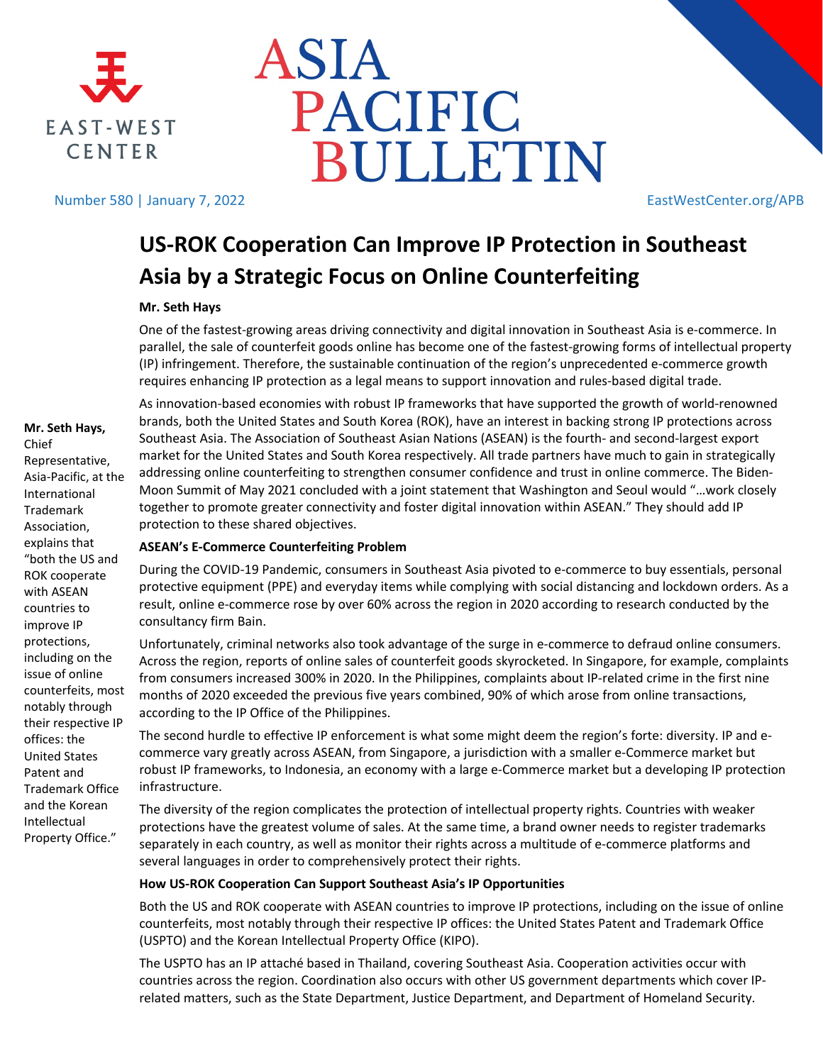# ASIA PACIFIC BULLETIN

EAST-WEST CENTER

Number 580 | January 7, 2022

EastWestCenter.org/APB

## US-ROK Cooperation Can Improve IP Protection in Southeast Asia by a Strategic Focus on Online Counterfeiting

**Mr. Seth Hays**

One of the fastest-growing areas driving connectivity and digital innovation in Southeast Asia is e-commerce. In parallel, the sale of counterfeit goods online has become one of the fastest-growing forms of intellectual property (IP) infringement. Therefore, the sustainable continuation of the region's unprecedented e-commerce growth requires enhancing IP protection as a legal means to support innovation and rules-based digital trade.

As innovation-based economies with robust IP frameworks that have supported the growth of world-renowned brands, both the United States and South Korea (ROK), have an interest in backing strong IP protections across Southeast Asia. The Association of Southeast Asian Nations (ASEAN) is the fourth- and second-largest export market for the United States and South Korea respectively. All trade partners have much to gain in strategically addressing online counterfeiting to strengthen consumer confidence and trust in online commerce. The Biden-Moon Summit of May 2021 concluded with a joint statement that Washington and Seoul would "…work closely together to promote greater connectivity and foster digital innovation within ASEAN." They should add IP protection to these shared objectives.

**Mr. Seth Hays,** Chief Representative, Asia-Pacific, at the International Trademark Association, explains that "both the US and ROK cooperate with ASEAN countries to improve IP protections, including on the issue of online counterfeits, most notably through their respective IP offices: the United States Patent and Trademark Office and the Korean Intellectual Property Office."

### ASEAN's E-Commerce Counterfeiting Problem

During the COVID-19 Pandemic, consumers in Southeast Asia pivoted to e-commerce to buy essentials, personal protective equipment (PPE) and everyday items while complying with social distancing and lockdown orders. As a result, online e-commerce rose by over 60% across the region in 2020 according to research conducted by the consultancy firm Bain.

Unfortunately, criminal networks also took advantage of the surge in e-commerce to defraud online consumers. Across the region, reports of online sales of counterfeit goods skyrocketed. In Singapore, for example, complaints from consumers increased 300% in 2020. In the Philippines, complaints about IP-related crime in the first nine months of 2020 exceeded the previous five years combined, 90% of which arose from online transactions, according to the IP Office of the Philippines.

The second hurdle to effective IP enforcement is what some might deem the region's forte: diversity. IP and e-commerce vary greatly across ASEAN, from Singapore, a jurisdiction with a smaller e-Commerce market but robust IP frameworks, to Indonesia, an economy with a large e-Commerce market but a developing IP protection infrastructure.

The diversity of the region complicates the protection of intellectual property rights. Countries with weaker protections have the greatest volume of sales. At the same time, a brand owner needs to register trademarks separately in each country, as well as monitor their rights across a multitude of e-commerce platforms and several languages in order to comprehensively protect their rights.

### How US-ROK Cooperation Can Support Southeast Asia's IP Opportunities

Both the US and ROK cooperate with ASEAN countries to improve IP protections, including on the issue of online counterfeits, most notably through their respective IP offices: the United States Patent and Trademark Office (USPTO) and the Korean Intellectual Property Office (KIPO).

The USPTO has an IP attaché based in Thailand, covering Southeast Asia. Cooperation activities occur with countries across the region. Coordination also occurs with other US government departments which cover IP-related matters, such as the State Department, Justice Department, and Department of Homeland Security.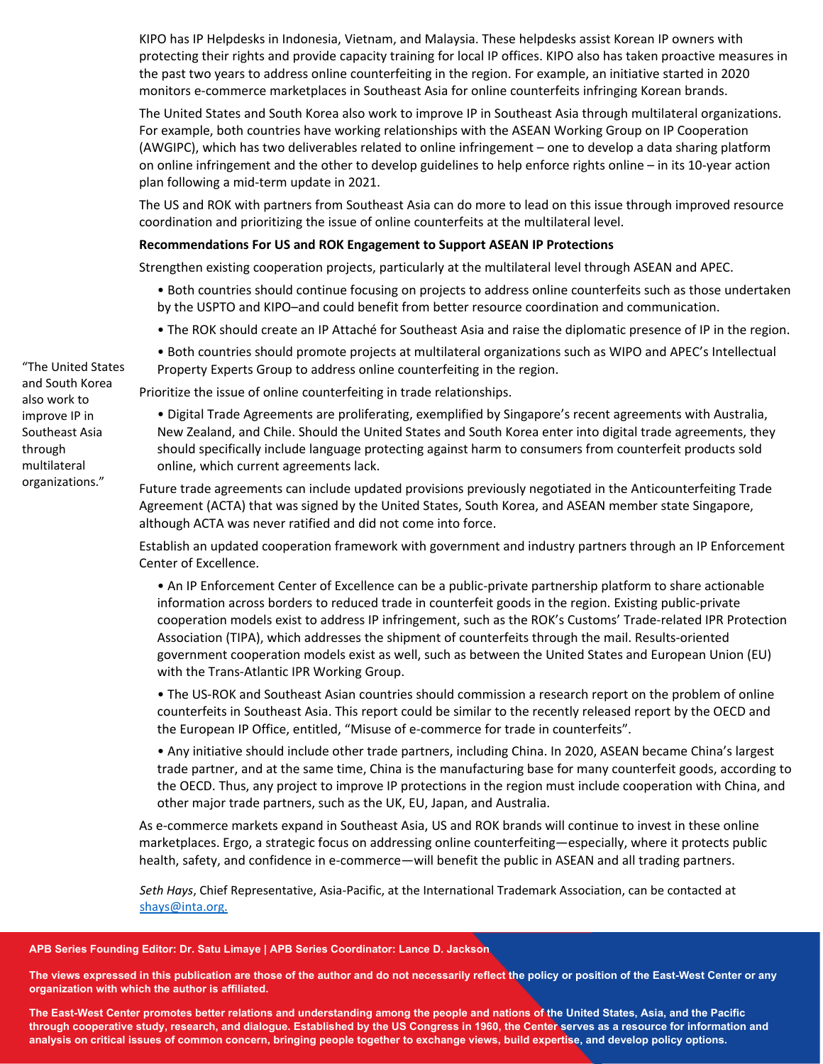KIPO has IP Helpdesks in Indonesia, Vietnam, and Malaysia. These helpdesks assist Korean IP owners with protecting their rights and provide capacity training for local IP offices. KIPO also has taken proactive measures in the past two years to address online counterfeiting in the region. For example, an initiative started in 2020 monitors e-commerce marketplaces in Southeast Asia for online counterfeits infringing Korean brands.

The United States and South Korea also work to improve IP in Southeast Asia through multilateral organizations. For example, both countries have working relationships with the ASEAN Working Group on IP Cooperation (AWGIPC), which has two deliverables related to online infringement – one to develop a data sharing platform on online infringement and the other to develop guidelines to help enforce rights online – in its 10-year action plan following a mid-term update in 2021.

The US and ROK with partners from Southeast Asia can do more to lead on this issue through improved resource coordination and prioritizing the issue of online counterfeits at the multilateral level.

**Recommendations For US and ROK Engagement to Support ASEAN IP Protections**

Strengthen existing cooperation projects, particularly at the multilateral level through ASEAN and APEC.

- Both countries should continue focusing on projects to address online counterfeits such as those undertaken by the USPTO and KIPO–and could benefit from better resource coordination and communication.
- The ROK should create an IP Attaché for Southeast Asia and raise the diplomatic presence of IP in the region.
- Both countries should promote projects at multilateral organizations such as WIPO and APEC's Intellectual Property Experts Group to address online counterfeiting in the region.

"The United States and South Korea also work to improve IP in Southeast Asia through multilateral organizations."

Prioritize the issue of online counterfeiting in trade relationships.

- Digital Trade Agreements are proliferating, exemplified by Singapore's recent agreements with Australia, New Zealand, and Chile. Should the United States and South Korea enter into digital trade agreements, they should specifically include language protecting against harm to consumers from counterfeit products sold online, which current agreements lack.

Future trade agreements can include updated provisions previously negotiated in the Anticounterfeiting Trade Agreement (ACTA) that was signed by the United States, South Korea, and ASEAN member state Singapore, although ACTA was never ratified and did not come into force.

Establish an updated cooperation framework with government and industry partners through an IP Enforcement Center of Excellence.

- An IP Enforcement Center of Excellence can be a public-private partnership platform to share actionable information across borders to reduced trade in counterfeit goods in the region. Existing public-private cooperation models exist to address IP infringement, such as the ROK's Customs' Trade-related IPR Protection Association (TIPA), which addresses the shipment of counterfeits through the mail. Results-oriented government cooperation models exist as well, such as between the United States and European Union (EU) with the Trans-Atlantic IPR Working Group.
- The US-ROK and Southeast Asian countries should commission a research report on the problem of online counterfeits in Southeast Asia. This report could be similar to the recently released report by the OECD and the European IP Office, entitled, "Misuse of e-commerce for trade in counterfeits".
- Any initiative should include other trade partners, including China. In 2020, ASEAN became China's largest trade partner, and at the same time, China is the manufacturing base for many counterfeit goods, according to the OECD. Thus, any project to improve IP protections in the region must include cooperation with China, and other major trade partners, such as the UK, EU, Japan, and Australia.

As e-commerce markets expand in Southeast Asia, US and ROK brands will continue to invest in these online marketplaces. Ergo, a strategic focus on addressing online counterfeiting—especially, where it protects public health, safety, and confidence in e-commerce—will benefit the public in ASEAN and all trading partners.

*Seth Hays*, Chief Representative, Asia-Pacific, at the International Trademark Association, can be contacted at shays@inta.org.

**APB Series Founding Editor: Dr. Satu Limaye | APB Series Coordinator: Lance D. Jackson**

**The views expressed in this publication are those of the author and do not necessarily reflect the policy or position of the East-West Center or any organization with which the author is affiliated.**

**The East-West Center promotes better relations and understanding among the people and nations of the United States, Asia, and the Pacific through cooperative study, research, and dialogue. Established by the US Congress in 1960, the Center serves as a resource for information and analysis on critical issues of common concern, bringing people together to exchange views, build expertise, and develop policy options.**